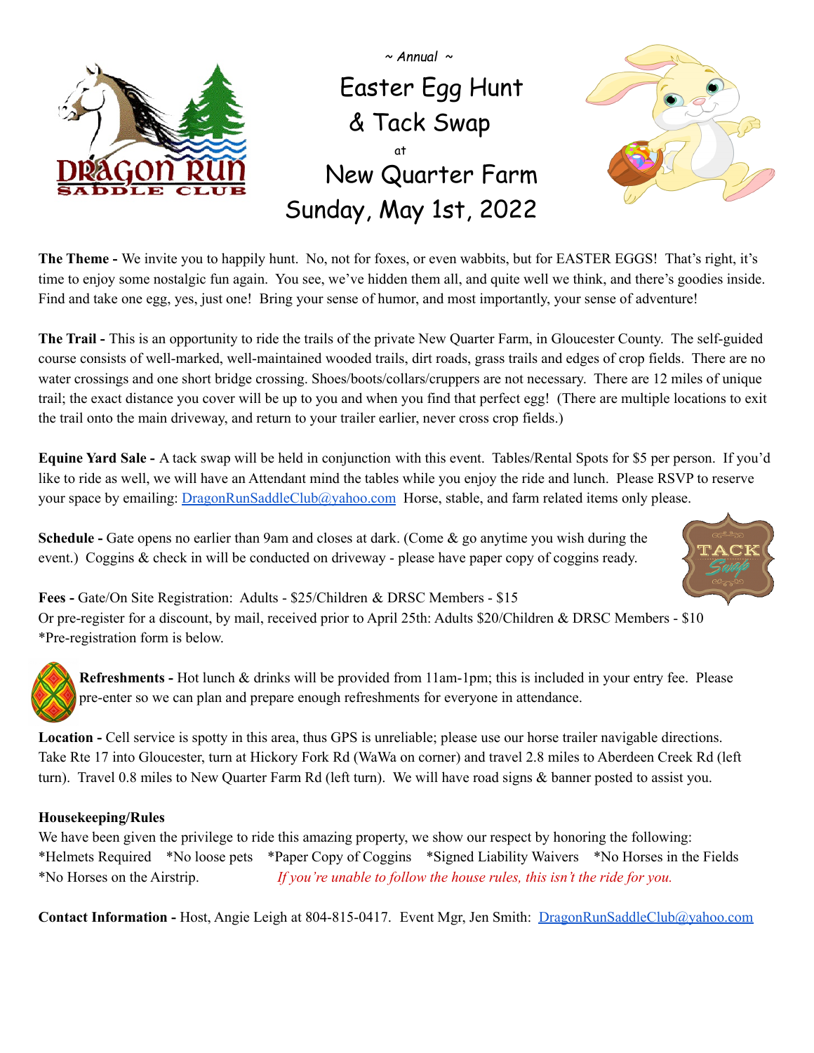~ Annual ~

# Easter Egg Hunt & Tack Swap

at

# New Quarter Farm

## Sunday, May 1st, 2022

**The Theme -** We invite you to happily hunt. No, not for foxes, or even wabbits, but for EASTER EGGS! That's right, it's time to enjoy some nostalgic fun again. You see, we've hidden them all, and quite well we think, and there's goodies inside. Find and take one egg, yes, just one! Bring your sense of humor, and most importantly, your sense of adventure!

**The Trail -** This is an opportunity to ride the trails of the private New Quarter Farm, in Gloucester County. The self-guided course consists of well-marked, well-maintained wooded trails, dirt roads, grass trails and edges of crop fields. There are no water crossings and one short bridge crossing. Shoes/boots/collars/cruppers are not necessary. There are 12 miles of unique trail; the exact distance you cover will be up to you and when you find that perfect egg! (There are multiple locations to exit the trail onto the main driveway, and return to your trailer earlier, never cross crop fields.)

**Equine Yard Sale -** A tack swap will be held in conjunction with this event. Tables/Rental Spots for $5 per person. If you'd like to ride as well, we will have an Attendant mind the tables while you enjoy the ride and lunch. Please RSVP to reserve your space by emailing: DragonRunSaddleClub@yahoo.com Horse, stable, and farm related items only please.

**Schedule -** Gate opens no earlier than 9am and closes at dark. (Come & go anytime you wish during the event.) Coggins & check in will be conducted on driveway - please have paper copy of coggins ready.

**Fees -** Gate/On Site Registration: Adults - $25/Children & DRSC Members - $15
Or pre-register for a discount, by mail, received prior to April 25th: Adults $20/Children & DRSC Members - $10
*Pre-registration form is below.

**Refreshments -** Hot lunch & drinks will be provided from 11am-1pm; this is included in your entry fee. Please pre-enter so we can plan and prepare enough refreshments for everyone in attendance.

**Location -** Cell service is spotty in this area, thus GPS is unreliable; please use our horse trailer navigable directions. Take Rte 17 into Gloucester, turn at Hickory Fork Rd (WaWa on corner) and travel 2.8 miles to Aberdeen Creek Rd (left turn). Travel 0.8 miles to New Quarter Farm Rd (left turn). We will have road signs & banner posted to assist you.

**Housekeeping/Rules**
We have been given the privilege to ride this amazing property, we show our respect by honoring the following:
*Helmets Required *No loose pets *Paper Copy of Coggins *Signed Liability Waivers *No Horses in the Fields
*No Horses on the Airstrip. *If you're unable to follow the house rules, this isn't the ride for you.*

**Contact Information -** Host, Angie Leigh at 804-815-0417. Event Mgr, Jen Smith: DragonRunSaddleClub@yahoo.com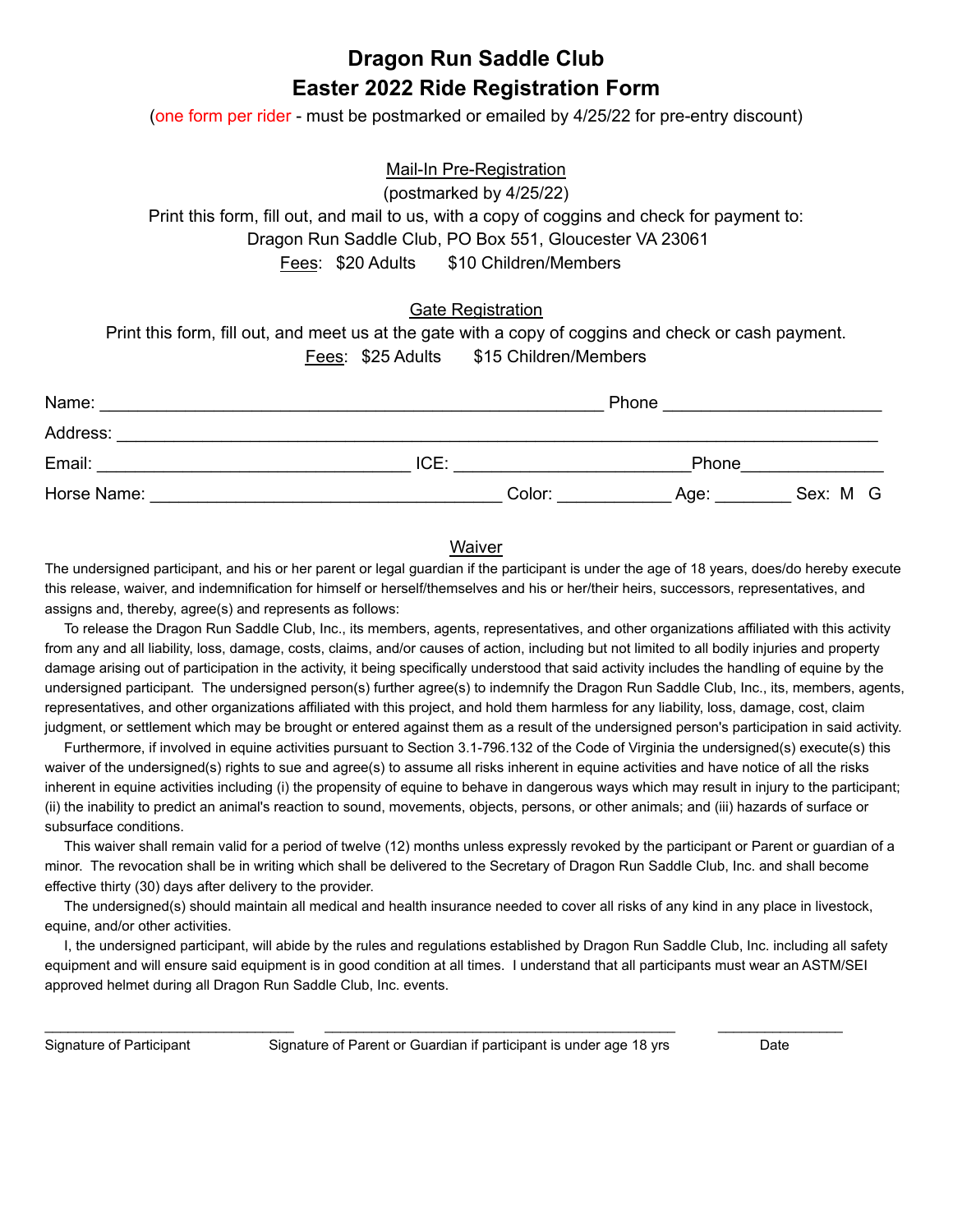# Dragon Run Saddle Club
# Easter 2022 Ride Registration Form

(one form per rider - must be postmarked or emailed by 4/25/22 for pre-entry discount)

Mail-In Pre-Registration

(postmarked by 4/25/22)

Print this form, fill out, and mail to us, with a copy of coggins and check for payment to:
Dragon Run Saddle Club, PO Box 551, Gloucester VA 23061

Fees: $20 Adults $10 Children/Members

Gate Registration

Print this form, fill out, and meet us at the gate with a copy of coggins and check or cash payment.

Fees: $25 Adults $15 Children/Members

Name: ______________________________________________ Phone ____________________

Address: ______________________________________________________________________

Email: ____________________________ ICE: ______________________ Phone______________

Horse Name: ______________________________ Color: ___________ Age: ________ Sex: M G

## Waiver

The undersigned participant, and his or her parent or legal guardian if the participant is under the age of 18 years, does/do hereby execute this release, waiver, and indemnification for himself or herself/themselves and his or her/their heirs, successors, representatives, and assigns and, thereby, agree(s) and represents as follows:

To release the Dragon Run Saddle Club, Inc., its members, agents, representatives, and other organizations affiliated with this activity from any and all liability, loss, damage, costs, claims, and/or causes of action, including but not limited to all bodily injuries and property damage arising out of participation in the activity, it being specifically understood that said activity includes the handling of equine by the undersigned participant. The undersigned person(s) further agree(s) to indemnify the Dragon Run Saddle Club, Inc., its members, agents, representatives, and other organizations affiliated with this project, and hold them harmless for any liability, loss, damage, cost, claim judgment, or settlement which may be brought or entered against them as a result of the undersigned person's participation in said activity.

Furthermore, if involved in equine activities pursuant to Section 3.1-796.132 of the Code of Virginia the undersigned(s) execute(s) this waiver of the undersigned(s) rights to sue and agree(s) to assume all risks inherent in equine activities and have notice of all the risks inherent in equine activities including (i) the propensity of equine to behave in dangerous ways which may result in injury to the participant; (ii) the inability to predict an animal's reaction to sound, movements, objects, persons, or other animals; and (iii) hazards of surface or subsurface conditions.

This waiver shall remain valid for a period of twelve (12) months unless expressly revoked by the participant or Parent or guardian of a minor. The revocation shall be in writing which shall be delivered to the Secretary of Dragon Run Saddle Club, Inc. and shall become effective thirty (30) days after delivery to the provider.

The undersigned(s) should maintain all medical and health insurance needed to cover all risks of any kind in any place in livestock, equine, and/or other activities.

I, the undersigned participant, will abide by the rules and regulations established by Dragon Run Saddle Club, Inc. including all safety equipment and will ensure said equipment is in good condition at all times. I understand that all participants must wear an ASTM/SEI approved helmet during all Dragon Run Saddle Club, Inc. events.

____________________________ ________________________________________ ______________

Signature of Participant — Signature of Parent or Guardian if participant is under age 18 yrs — Date